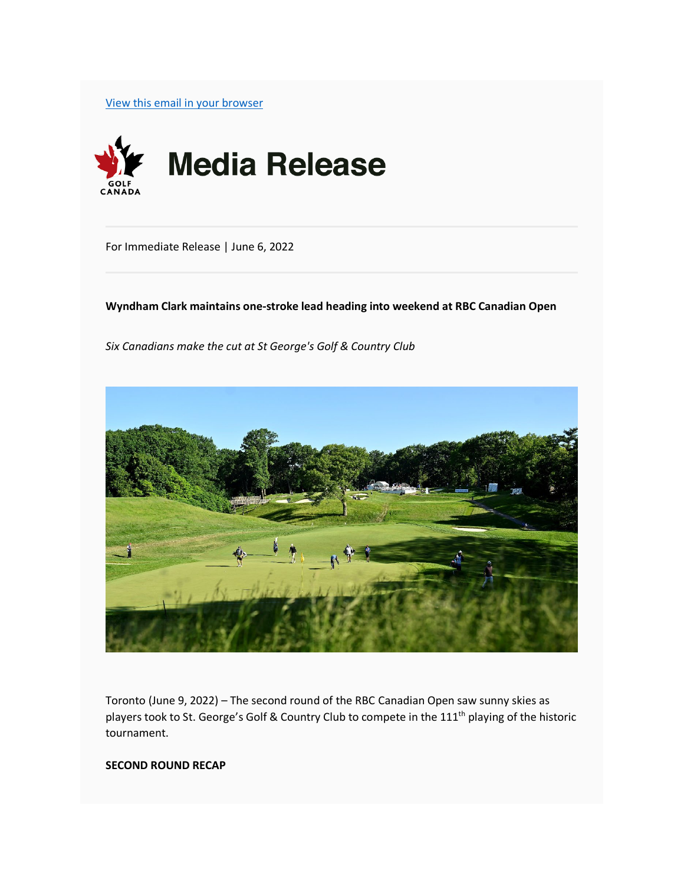View this email in your browser

# Media Release

For Immediate Release | June 6, 2022

**Wyndham Clark maintains one-stroke lead heading into weekend at RBC Canadian Open**

*Six Canadians make the cut at St George's Golf & Country Club*

Toronto (June 9, 2022) – The second round of the RBC Canadian Open saw sunny skies as players took to St. George's Golf & Country Club to compete in the 111th playing of the historic tournament.

**SECOND ROUND RECAP**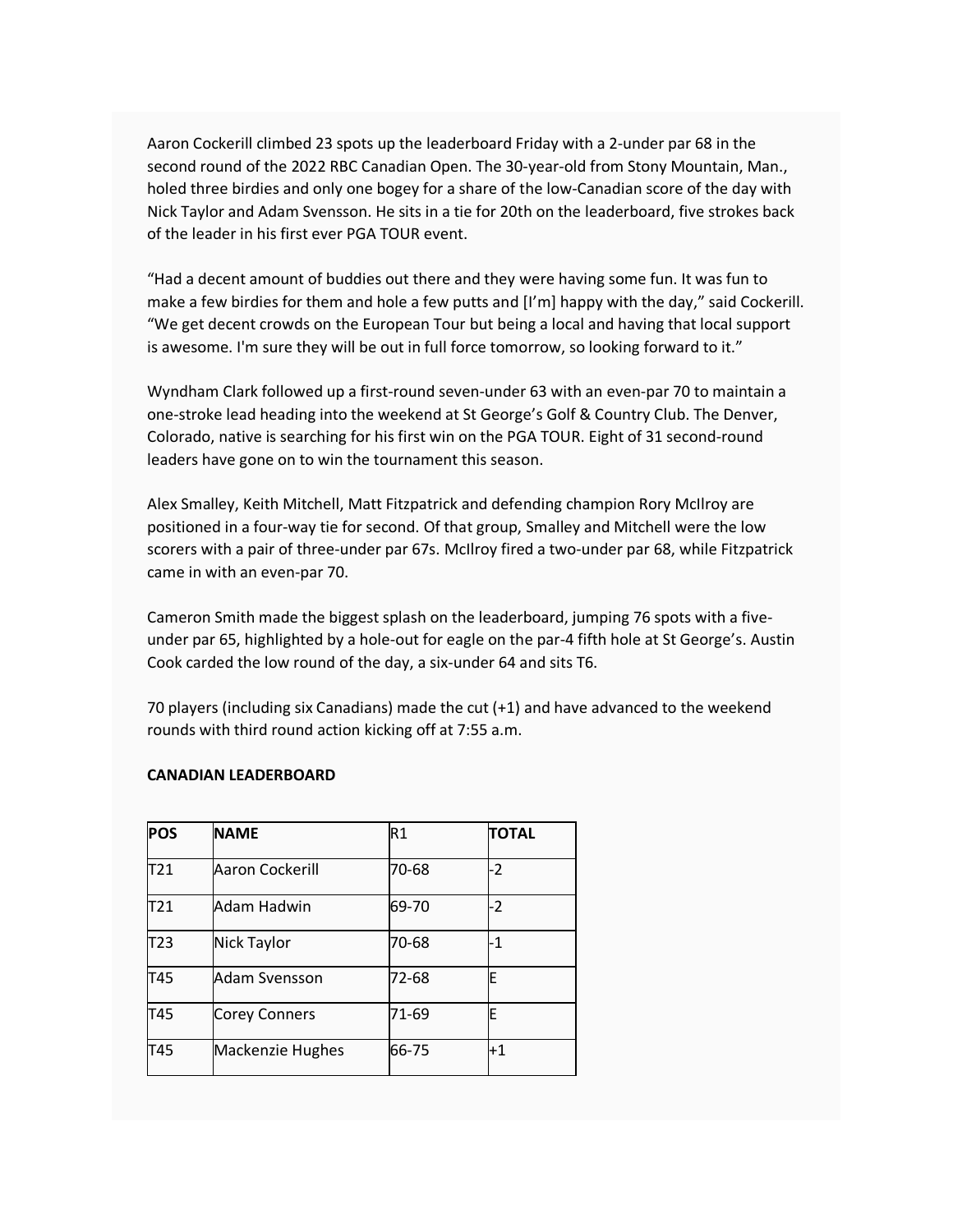Aaron Cockerill climbed 23 spots up the leaderboard Friday with a 2-under par 68 in the second round of the 2022 RBC Canadian Open. The 30-year-old from Stony Mountain, Man., holed three birdies and only one bogey for a share of the low-Canadian score of the day with Nick Taylor and Adam Svensson. He sits in a tie for 20th on the leaderboard, five strokes back of the leader in his first ever PGA TOUR event.

"Had a decent amount of buddies out there and they were having some fun. It was fun to make a few birdies for them and hole a few putts and [I'm] happy with the day," said Cockerill. "We get decent crowds on the European Tour but being a local and having that local support is awesome. I'm sure they will be out in full force tomorrow, so looking forward to it."

Wyndham Clark followed up a first-round seven-under 63 with an even-par 70 to maintain a one-stroke lead heading into the weekend at St George's Golf & Country Club. The Denver, Colorado, native is searching for his first win on the PGA TOUR. Eight of 31 second-round leaders have gone on to win the tournament this season.

Alex Smalley, Keith Mitchell, Matt Fitzpatrick and defending champion Rory McIlroy are positioned in a four-way tie for second. Of that group, Smalley and Mitchell were the low scorers with a pair of three-under par 67s. McIlroy fired a two-under par 68, while Fitzpatrick came in with an even-par 70.

Cameron Smith made the biggest splash on the leaderboard, jumping 76 spots with a five-under par 65, highlighted by a hole-out for eagle on the par-4 fifth hole at St George's. Austin Cook carded the low round of the day, a six-under 64 and sits T6.

70 players (including six Canadians) made the cut (+1) and have advanced to the weekend rounds with third round action kicking off at 7:55 a.m.

**CANADIAN LEADERBOARD**

| **POS** | **NAME** | R1 | **TOTAL** |
|---|---|---|---|
| T21 | Aaron Cockerill | 70-68 | -2 |
| T21 | Adam Hadwin | 69-70 | -2 |
| T23 | Nick Taylor | 70-68 | -1 |
| T45 | Adam Svensson | 72-68 | E |
| T45 | Corey Conners | 71-69 | E |
| T45 | Mackenzie Hughes | 66-75 | +1 |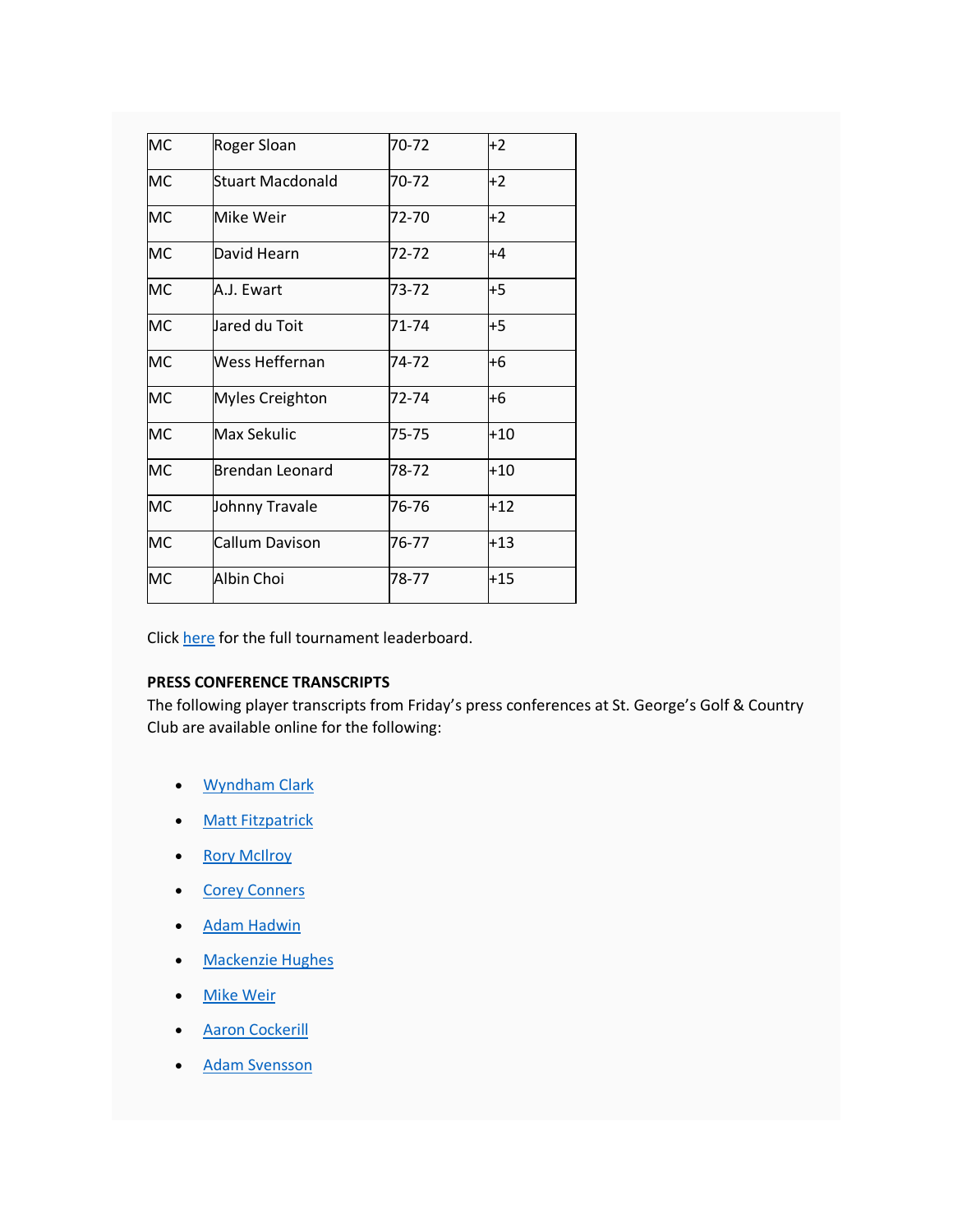| MC | Roger Sloan | 70-72 | +2 |
|---|---|---|---|
| MC | Stuart Macdonald | 70-72 | +2 |
| MC | Mike Weir | 72-70 | +2 |
| MC | David Hearn | 72-72 | +4 |
| MC | A.J. Ewart | 73-72 | +5 |
| MC | Jared du Toit | 71-74 | +5 |
| MC | Wess Heffernan | 74-72 | +6 |
| MC | Myles Creighton | 72-74 | +6 |
| MC | Max Sekulic | 75-75 | +10 |
| MC | Brendan Leonard | 78-72 | +10 |
| MC | Johnny Travale | 76-76 | +12 |
| MC | Callum Davison | 76-77 | +13 |
| MC | Albin Choi | 78-77 | +15 |

Click here for the full tournament leaderboard.

**PRESS CONFERENCE TRANSCRIPTS**

The following player transcripts from Friday's press conferences at St. George's Golf & Country Club are available online for the following:

- Wyndham Clark
- Matt Fitzpatrick
- Rory McIlroy
- Corey Conners
- Adam Hadwin
- Mackenzie Hughes
- Mike Weir
- Aaron Cockerill
- Adam Svensson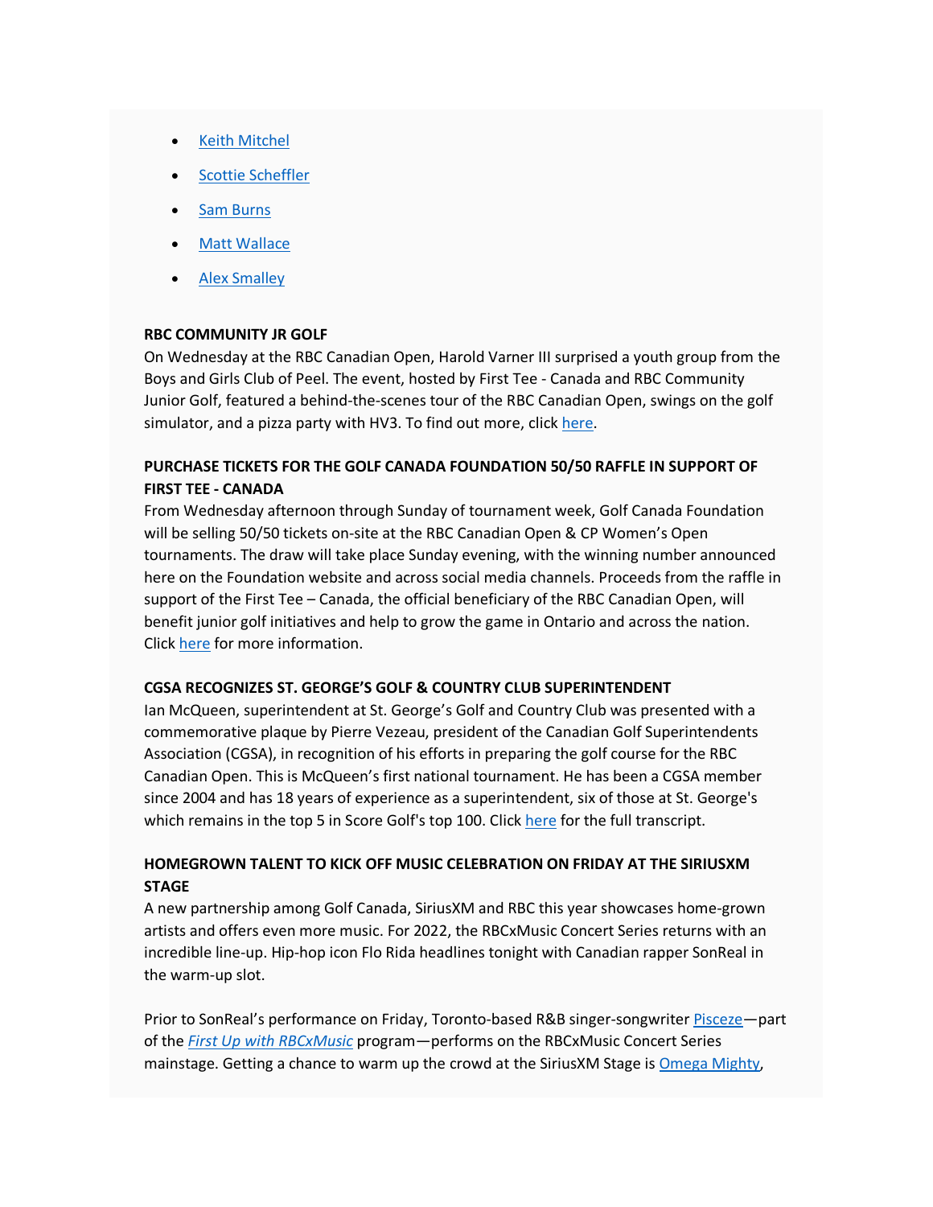- Keith Mitchel
- Scottie Scheffler
- Sam Burns
- Matt Wallace
- Alex Smalley

**RBC COMMUNITY JR GOLF**
On Wednesday at the RBC Canadian Open, Harold Varner III surprised a youth group from the Boys and Girls Club of Peel. The event, hosted by First Tee - Canada and RBC Community Junior Golf, featured a behind-the-scenes tour of the RBC Canadian Open, swings on the golf simulator, and a pizza party with HV3. To find out more, click here.

**PURCHASE TICKETS FOR THE GOLF CANADA FOUNDATION 50/50 RAFFLE IN SUPPORT OF FIRST TEE - CANADA**
From Wednesday afternoon through Sunday of tournament week, Golf Canada Foundation will be selling 50/50 tickets on-site at the RBC Canadian Open & CP Women's Open tournaments. The draw will take place Sunday evening, with the winning number announced here on the Foundation website and across social media channels. Proceeds from the raffle in support of the First Tee – Canada, the official beneficiary of the RBC Canadian Open, will benefit junior golf initiatives and help to grow the game in Ontario and across the nation. Click here for more information.

**CGSA RECOGNIZES ST. GEORGE'S GOLF & COUNTRY CLUB SUPERINTENDENT**
Ian McQueen, superintendent at St. George's Golf and Country Club was presented with a commemorative plaque by Pierre Vezeau, president of the Canadian Golf Superintendents Association (CGSA), in recognition of his efforts in preparing the golf course for the RBC Canadian Open. This is McQueen's first national tournament. He has been a CGSA member since 2004 and has 18 years of experience as a superintendent, six of those at St. George's which remains in the top 5 in Score Golf's top 100. Click here for the full transcript.

**HOMEGROWN TALENT TO KICK OFF MUSIC CELEBRATION ON FRIDAY AT THE SIRIUSXM STAGE**
A new partnership among Golf Canada, SiriusXM and RBC this year showcases home-grown artists and offers even more music. For 2022, the RBCxMusic Concert Series returns with an incredible line-up. Hip-hop icon Flo Rida headlines tonight with Canadian rapper SonReal in the warm-up slot.

Prior to SonReal's performance on Friday, Toronto-based R&B singer-songwriter Pisceze—part of the *First Up with RBCxMusic* program—performs on the RBCxMusic Concert Series mainstage. Getting a chance to warm up the crowd at the SiriusXM Stage is Omega Mighty,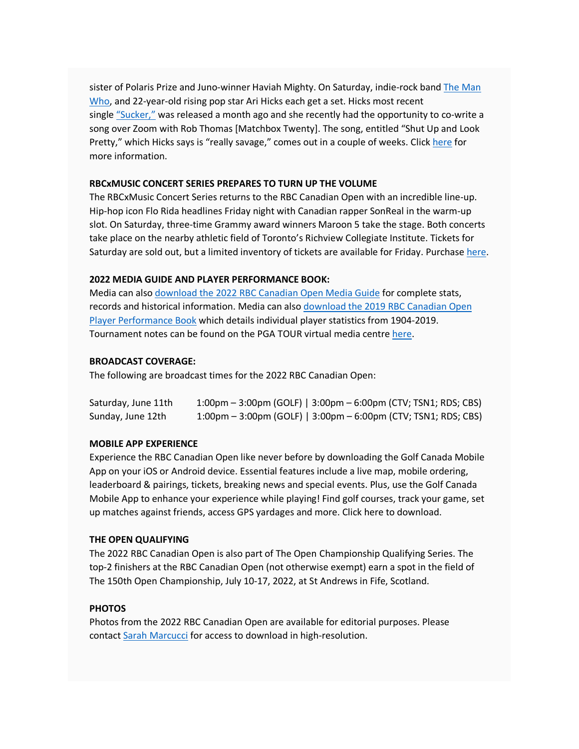sister of Polaris Prize and Juno-winner Haviah Mighty. On Saturday, indie-rock band [The Man Who](), and 22-year-old rising pop star Ari Hicks each get a set. Hicks most recent single ["Sucker,"]() was released a month ago and she recently had the opportunity to co-write a song over Zoom with Rob Thomas [Matchbox Twenty]. The song, entitled "Shut Up and Look Pretty," which Hicks says is "really savage," comes out in a couple of weeks. Click [here]() for more information.

**RBCxMUSIC CONCERT SERIES PREPARES TO TURN UP THE VOLUME**

The RBCxMusic Concert Series returns to the RBC Canadian Open with an incredible line-up. Hip-hop icon Flo Rida headlines Friday night with Canadian rapper SonReal in the warm-up slot. On Saturday, three-time Grammy award winners Maroon 5 take the stage. Both concerts take place on the nearby athletic field of Toronto's Richview Collegiate Institute. Tickets for Saturday are sold out, but a limited inventory of tickets are available for Friday. Purchase [here]().

**2022 MEDIA GUIDE AND PLAYER PERFORMANCE BOOK:**

Media can also [download the 2022 RBC Canadian Open Media Guide]() for complete stats, records and historical information. Media can also [download the 2019 RBC Canadian Open Player Performance Book]() which details individual player statistics from 1904-2019. Tournament notes can be found on the PGA TOUR virtual media centre [here]().

**BROADCAST COVERAGE:**

The following are broadcast times for the 2022 RBC Canadian Open:

| | |
|---|---|
| Saturday, June 11th | 1:00pm – 3:00pm (GOLF) \| 3:00pm – 6:00pm (CTV; TSN1; RDS; CBS) |
| Sunday, June 12th | 1:00pm – 3:00pm (GOLF) \| 3:00pm – 6:00pm (CTV; TSN1; RDS; CBS) |

**MOBILE APP EXPERIENCE**

Experience the RBC Canadian Open like never before by downloading the Golf Canada Mobile App on your iOS or Android device. Essential features include a live map, mobile ordering, leaderboard & pairings, tickets, breaking news and special events. Plus, use the Golf Canada Mobile App to enhance your experience while playing! Find golf courses, track your game, set up matches against friends, access GPS yardages and more. Click here to download.

**THE OPEN QUALIFYING**

The 2022 RBC Canadian Open is also part of The Open Championship Qualifying Series. The top-2 finishers at the RBC Canadian Open (not otherwise exempt) earn a spot in the field of The 150th Open Championship, July 10-17, 2022, at St Andrews in Fife, Scotland.

**PHOTOS**

Photos from the 2022 RBC Canadian Open are available for editorial purposes. Please contact [Sarah Marcucci]() for access to download in high-resolution.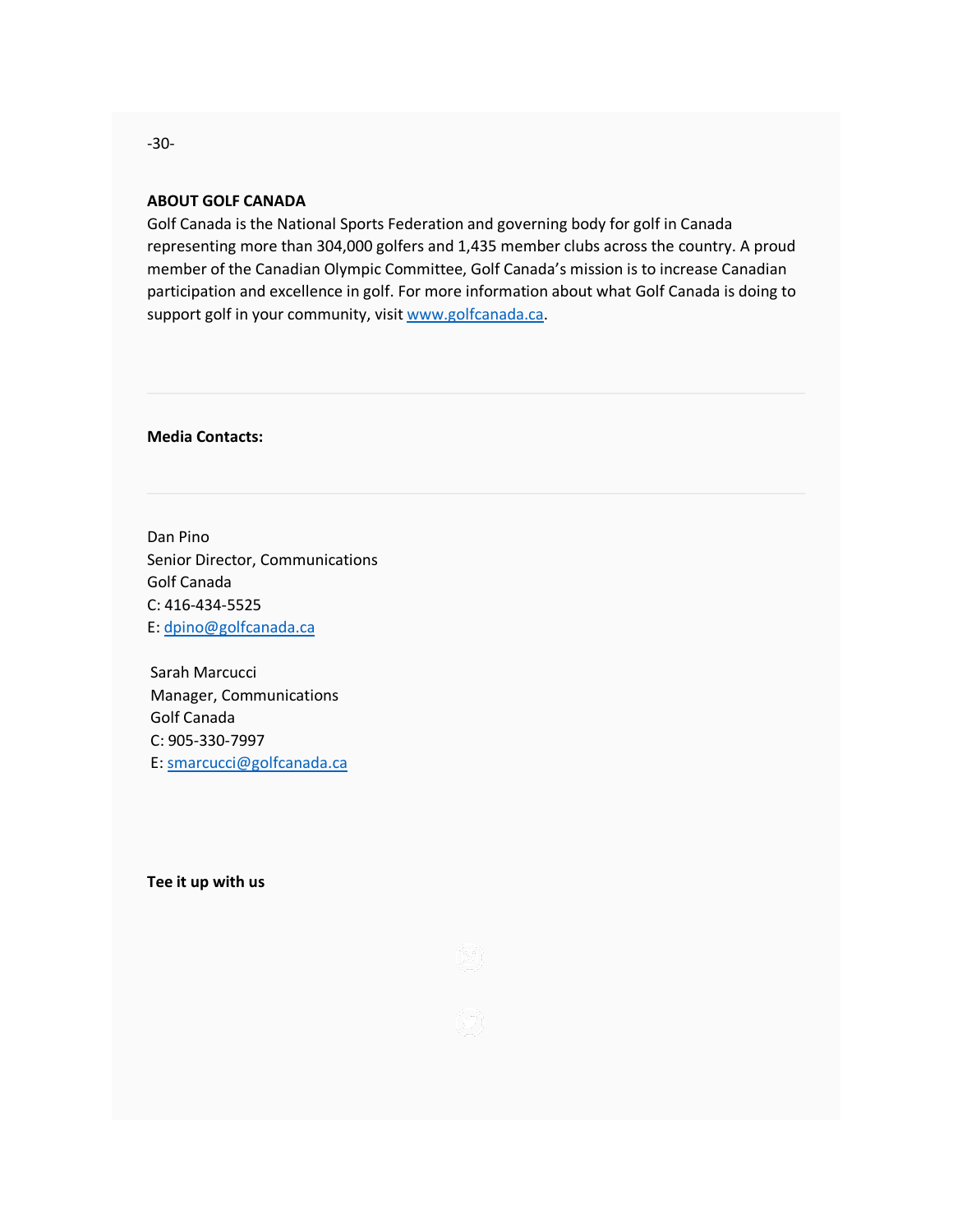-30-

**ABOUT GOLF CANADA**

Golf Canada is the National Sports Federation and governing body for golf in Canada representing more than 304,000 golfers and 1,435 member clubs across the country. A proud member of the Canadian Olympic Committee, Golf Canada's mission is to increase Canadian participation and excellence in golf. For more information about what Golf Canada is doing to support golf in your community, visit www.golfcanada.ca.

---

**Media Contacts:**

---

Dan Pino
Senior Director, Communications
Golf Canada
C: 416-434-5525
E: dpino@golfcanada.ca

Sarah Marcucci
Manager, Communications
Golf Canada
C: 905-330-7997
E: smarcucci@golfcanada.ca

**Tee it up with us**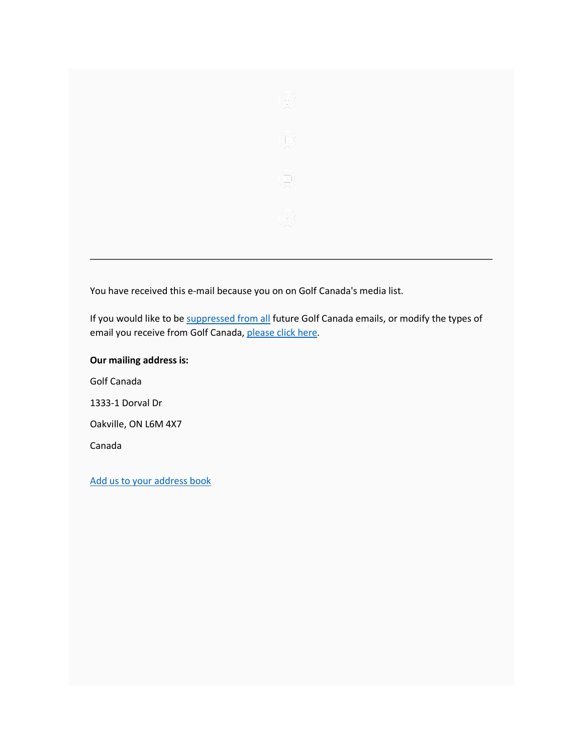---

You have received this e-mail because you on on Golf Canada's media list.

If you would like to be suppressed from all future Golf Canada emails, or modify the types of email you receive from Golf Canada, please click here.

**Our mailing address is:**

Golf Canada

1333-1 Dorval Dr

Oakville, ON L6M 4X7

Canada

Add us to your address book